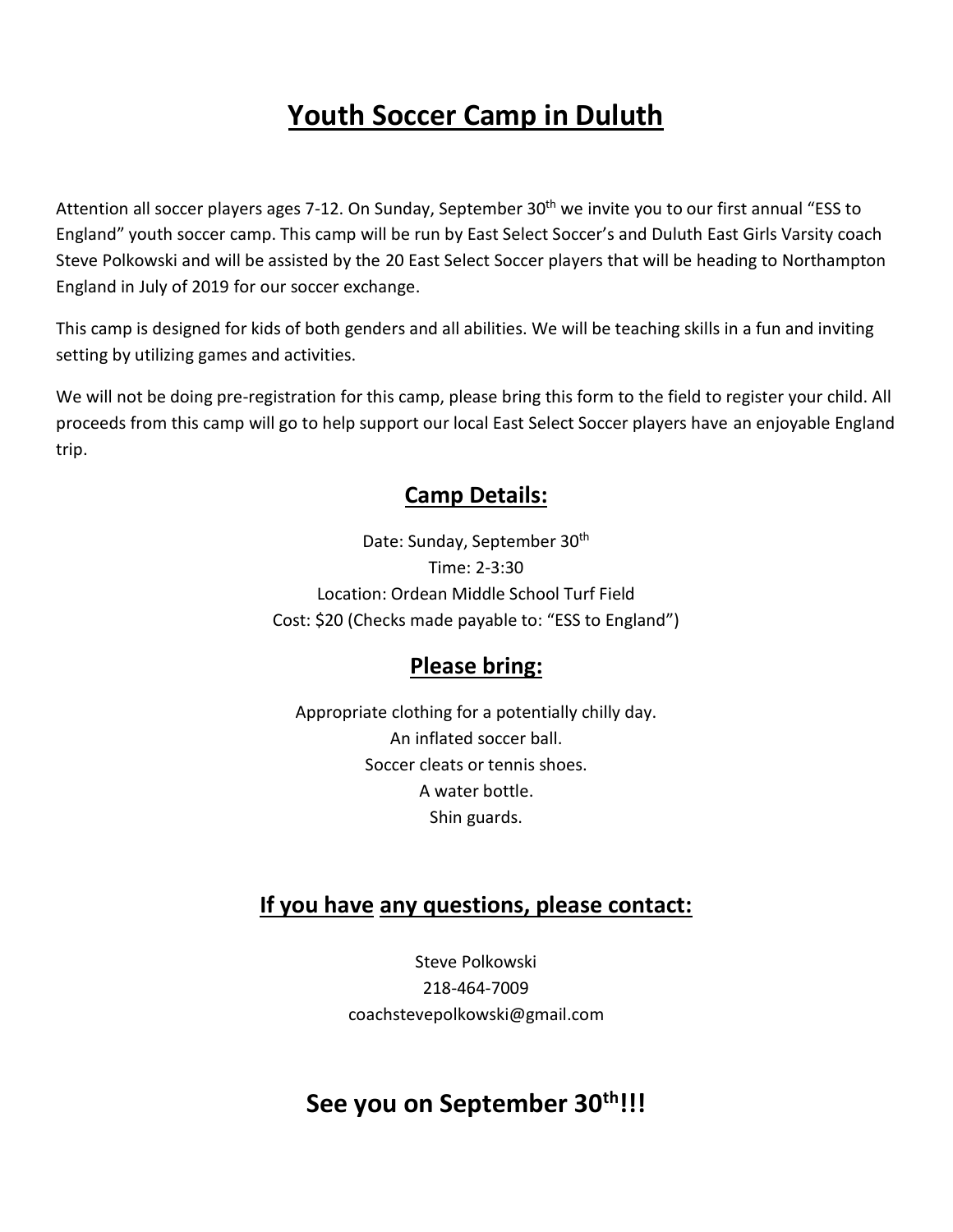# Youth Soccer Camp in Duluth

Attention all soccer players ages 7-12. On Sunday, September 30th we invite you to our first annual "ESS to England" youth soccer camp. This camp will be run by East Select Soccer's and Duluth East Girls Varsity coach Steve Polkowski and will be assisted by the 20 East Select Soccer players that will be heading to Northampton England in July of 2019 for our soccer exchange.

This camp is designed for kids of both genders and all abilities. We will be teaching skills in a fun and inviting setting by utilizing games and activities.

We will not be doing pre-registration for this camp, please bring this form to the field to register your child. All proceeds from this camp will go to help support our local East Select Soccer players have an enjoyable England trip.

## Camp Details:

Date: Sunday, September 30th
Time: 2-3:30
Location: Ordean Middle School Turf Field
Cost: $20 (Checks made payable to: "ESS to England")

## Please bring:

Appropriate clothing for a potentially chilly day.
An inflated soccer ball.
Soccer cleats or tennis shoes.
A water bottle.
Shin guards.

## If you have any questions, please contact:

Steve Polkowski
218-464-7009
coachstevepolkowski@gmail.com

## See you on September 30th!!!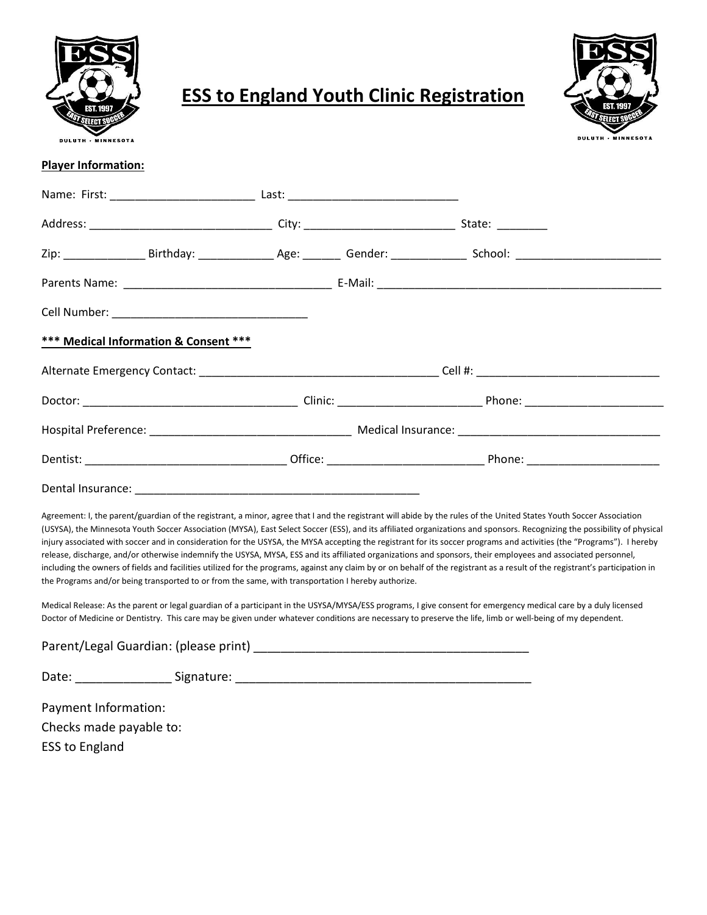# ESS to England Youth Clinic Registration

**Player Information:**

Name: First: _______________________ Last: __________________________

Address: ____________________________ City: _______________________ State: ________

Zip: _____________ Birthday: ____________ Age: ______ Gender: ____________ School: _______________________

Parents Name: ________________________________ E-Mail: ____________________________________________

Cell Number: ______________________________

**\*\*\* Medical Information & Consent \*\*\***

Alternate Emergency Contact: _____________________________________ Cell #: ____________________________

Doctor: _________________________________ Clinic: ______________________ Phone: _____________________

Hospital Preference: ______________________________ Medical Insurance: ______________________________

Dentist: ______________________________ Office: ________________________ Phone: ____________________

Dental Insurance: ____________________________________________

Agreement: I, the parent/guardian of the registrant, a minor, agree that I and the registrant will abide by the rules of the United States Youth Soccer Association (USYSA), the Minnesota Youth Soccer Association (MYSA), East Select Soccer (ESS), and its affiliated organizations and sponsors. Recognizing the possibility of physical injury associated with soccer and in consideration for the USYSA, the MYSA accepting the registrant for its soccer programs and activities (the "Programs"). I hereby release, discharge, and/or otherwise indemnify the USYSA, MYSA, ESS and its affiliated organizations and sponsors, their employees and associated personnel, including the owners of fields and facilities utilized for the programs, against any claim by or on behalf of the registrant as a result of the registrant's participation in the Programs and/or being transported to or from the same, with transportation I hereby authorize.

Medical Release: As the parent or legal guardian of a participant in the USYSA/MYSA/ESS programs, I give consent for emergency medical care by a duly licensed Doctor of Medicine or Dentistry. This care may be given under whatever conditions are necessary to preserve the life, limb or well-being of my dependent.

Parent/Legal Guardian: (please print) _________________________________________

Date: ______________ Signature: ____________________________________________

Payment Information:
Checks made payable to:
ESS to England